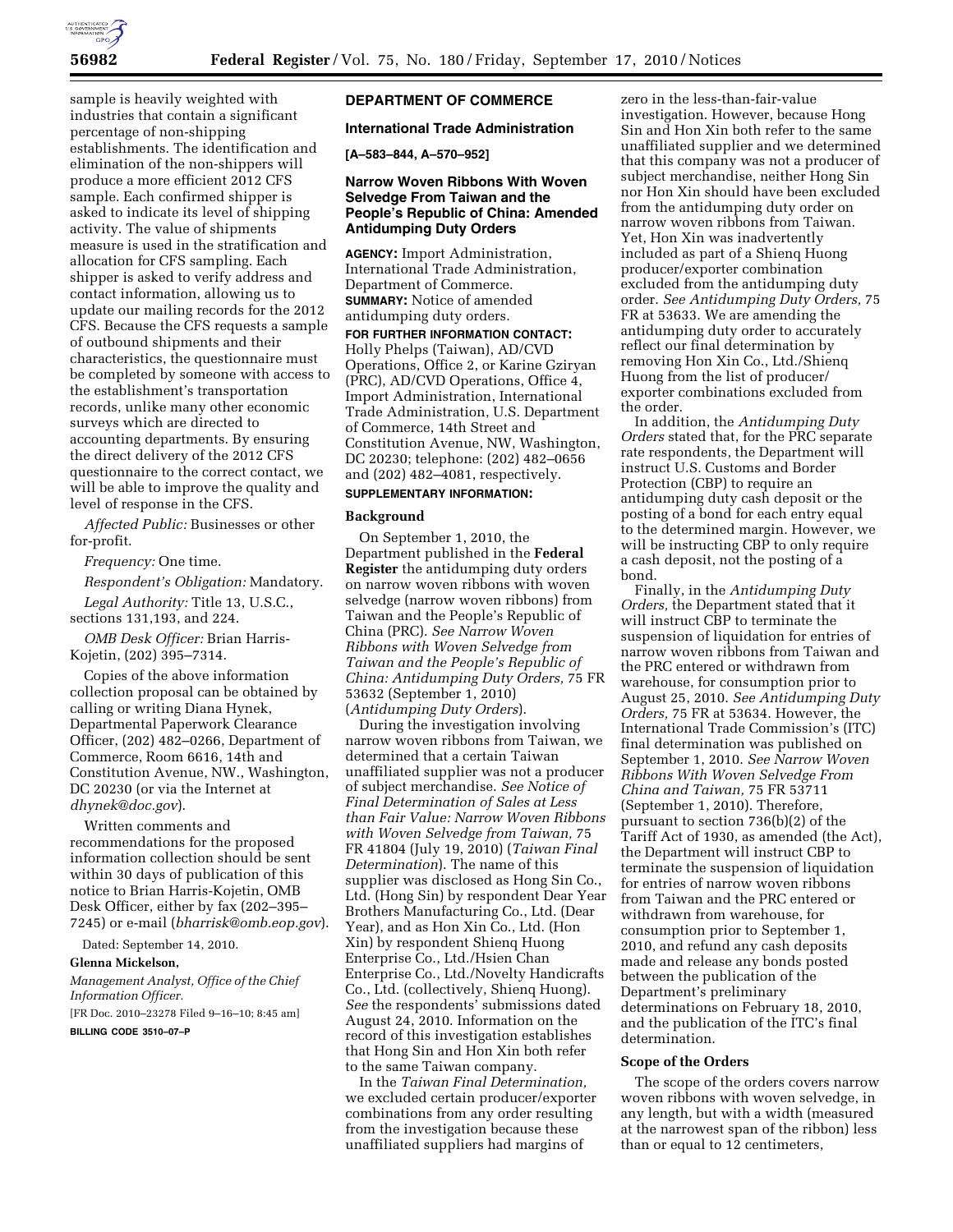sample is heavily weighted with industries that contain a significant percentage of non-shipping establishments. The identification and elimination of the non-shippers will produce a more efficient 2012 CFS sample. Each confirmed shipper is asked to indicate its level of shipping activity. The value of shipments measure is used in the stratification and allocation for CFS sampling. Each shipper is asked to verify address and contact information, allowing us to update our mailing records for the 2012 CFS. Because the CFS requests a sample of outbound shipments and their characteristics, the questionnaire must be completed by someone with access to the establishment's transportation records, unlike many other economic surveys which are directed to accounting departments. By ensuring the direct delivery of the 2012 CFS questionnaire to the correct contact, we will be able to improve the quality and level of response in the CFS.

*Affected Public:* Businesses or other for-profit.

*Frequency:* One time.

*Respondent's Obligation:* Mandatory.

*Legal Authority:* Title 13, U.S.C., sections 131,193, and 224.

*OMB Desk Officer:* Brian Harris-Kojetin, (202) 395–7314.

Copies of the above information collection proposal can be obtained by calling or writing Diana Hynek, Departmental Paperwork Clearance Officer, (202) 482–0266, Department of Commerce, Room 6616, 14th and Constitution Avenue, NW., Washington, DC 20230 (or via the Internet at *dhynek@doc.gov*).

Written comments and recommendations for the proposed information collection should be sent within 30 days of publication of this notice to Brian Harris-Kojetin, OMB Desk Officer, either by fax (202–395–7245) or e-mail (*bharrisk@omb.eop.gov*).

Dated: September 14, 2010.

**Glenna Mickelson,**

*Management Analyst, Office of the Chief Information Officer.*

[FR Doc. 2010–23278 Filed 9–16–10; 8:45 am]

**BILLING CODE 3510–07–P**

## DEPARTMENT OF COMMERCE

### International Trade Administration

**[A–583–844, A–570–952]**

### Narrow Woven Ribbons With Woven Selvedge From Taiwan and the People's Republic of China: Amended Antidumping Duty Orders

**AGENCY:** Import Administration, International Trade Administration, Department of Commerce.

**SUMMARY:** Notice of amended antidumping duty orders.

**FOR FURTHER INFORMATION CONTACT:** Holly Phelps (Taiwan), AD/CVD Operations, Office 2, or Karine Gziryan (PRC), AD/CVD Operations, Office 4, Import Administration, International Trade Administration, U.S. Department of Commerce, 14th Street and Constitution Avenue, NW, Washington, DC 20230; telephone: (202) 482–0656 and (202) 482–4081, respectively.

**SUPPLEMENTARY INFORMATION:**

#### Background

On September 1, 2010, the Department published in the **Federal Register** the antidumping duty orders on narrow woven ribbons with woven selvedge (narrow woven ribbons) from Taiwan and the People's Republic of China (PRC). *See Narrow Woven Ribbons with Woven Selvedge from Taiwan and the People's Republic of China: Antidumping Duty Orders,* 75 FR 53632 (September 1, 2010) (*Antidumping Duty Orders*).

During the investigation involving narrow woven ribbons from Taiwan, we determined that a certain Taiwan unaffiliated supplier was not a producer of subject merchandise. *See Notice of Final Determination of Sales at Less than Fair Value: Narrow Woven Ribbons with Woven Selvedge from Taiwan,* 75 FR 41804 (July 19, 2010) (*Taiwan Final Determination*). The name of this supplier was disclosed as Hong Sin Co., Ltd. (Hong Sin) by respondent Dear Year Brothers Manufacturing Co., Ltd. (Dear Year), and as Hon Xin Co., Ltd. (Hon Xin) by respondent Shienq Huong Enterprise Co., Ltd./Hsien Chan Enterprise Co., Ltd./Novelty Handicrafts Co., Ltd. (collectively, Shienq Huong). *See* the respondents' submissions dated August 24, 2010. Information on the record of this investigation establishes that Hong Sin and Hon Xin both refer to the same Taiwan company.

In the *Taiwan Final Determination,* we excluded certain producer/exporter combinations from any order resulting from the investigation because these unaffiliated suppliers had margins of zero in the less-than-fair-value investigation. However, because Hong Sin and Hon Xin both refer to the same unaffiliated supplier and we determined that this company was not a producer of subject merchandise, neither Hong Sin nor Hon Xin should have been excluded from the antidumping duty order on narrow woven ribbons from Taiwan. Yet, Hon Xin was inadvertently included as part of a Shienq Huong producer/exporter combination excluded from the antidumping duty order. *See Antidumping Duty Orders,* 75 FR at 53633. We are amending the antidumping duty order to accurately reflect our final determination by removing Hon Xin Co., Ltd./Shienq Huong from the list of producer/exporter combinations excluded from the order.

In addition, the *Antidumping Duty Orders* stated that, for the PRC separate rate respondents, the Department will instruct U.S. Customs and Border Protection (CBP) to require an antidumping duty cash deposit or the posting of a bond for each entry equal to the determined margin. However, we will be instructing CBP to only require a cash deposit, not the posting of a bond.

Finally, in the *Antidumping Duty Orders,* the Department stated that it will instruct CBP to terminate the suspension of liquidation for entries of narrow woven ribbons from Taiwan and the PRC entered or withdrawn from warehouse, for consumption prior to August 25, 2010. *See Antidumping Duty Orders,* 75 FR at 53634. However, the International Trade Commission's (ITC) final determination was published on September 1, 2010. *See Narrow Woven Ribbons With Woven Selvedge From China and Taiwan,* 75 FR 53711 (September 1, 2010). Therefore, pursuant to section 736(b)(2) of the Tariff Act of 1930, as amended (the Act), the Department will instruct CBP to terminate the suspension of liquidation for entries of narrow woven ribbons from Taiwan and the PRC entered or withdrawn from warehouse, for consumption prior to September 1, 2010, and refund any cash deposits made and release any bonds posted between the publication of the Department's preliminary determinations on February 18, 2010, and the publication of the ITC's final determination.

#### Scope of the Orders

The scope of the orders covers narrow woven ribbons with woven selvedge, in any length, but with a width (measured at the narrowest span of the ribbon) less than or equal to 12 centimeters,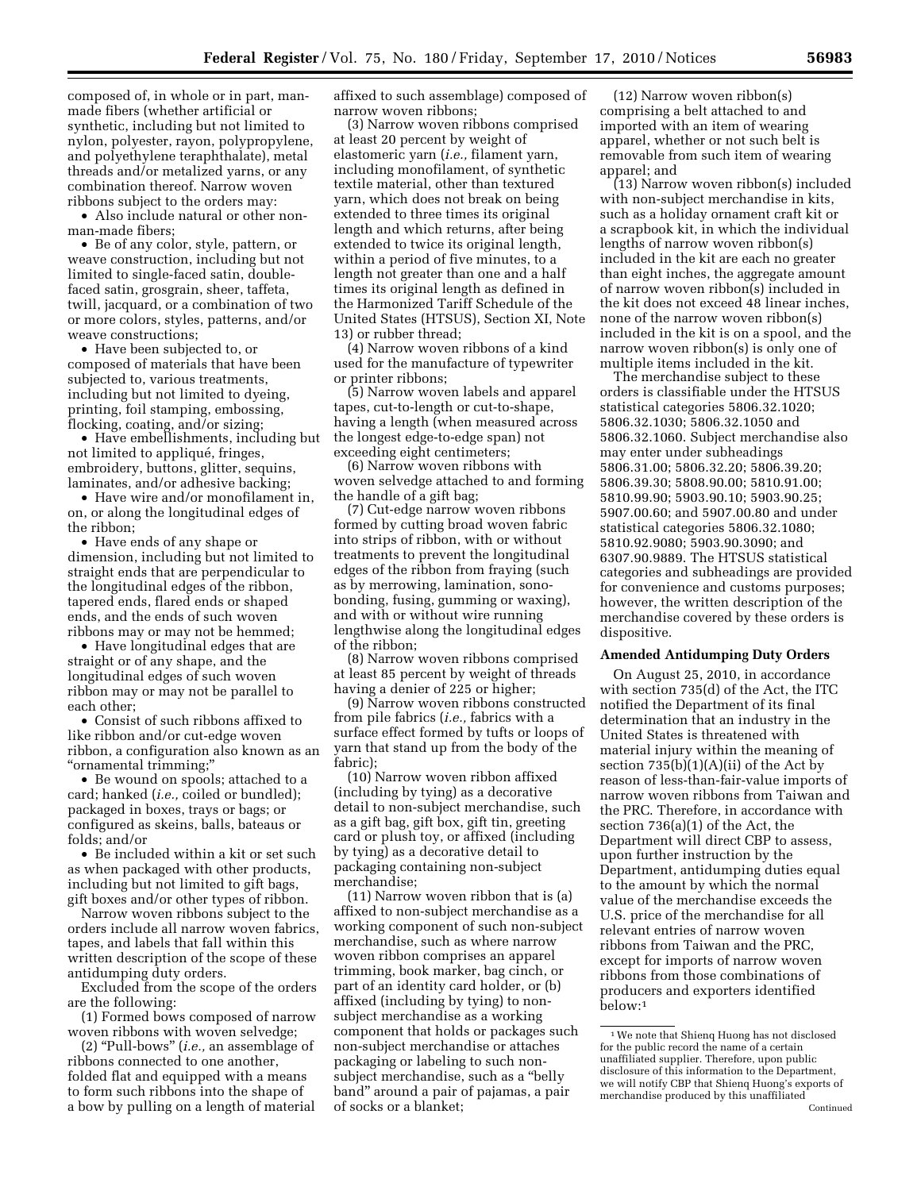composed of, in whole or in part, man-made fibers (whether artificial or synthetic, including but not limited to nylon, polyester, rayon, polypropylene, and polyethylene teraphthalate), metal threads and/or metalized yarns, or any combination thereof. Narrow woven ribbons subject to the orders may:

- Also include natural or other non-man-made fibers;
- Be of any color, style, pattern, or weave construction, including but not limited to single-faced satin, double-faced satin, grosgrain, sheer, taffeta, twill, jacquard, or a combination of two or more colors, styles, patterns, and/or weave constructions;
- Have been subjected to, or composed of materials that have been subjected to, various treatments, including but not limited to dyeing, printing, foil stamping, embossing, flocking, coating, and/or sizing;
- Have embellishments, including but not limited to appliqué, fringes, embroidery, buttons, glitter, sequins, laminates, and/or adhesive backing;
- Have wire and/or monofilament in, on, or along the longitudinal edges of the ribbon;
- Have ends of any shape or dimension, including but not limited to straight ends that are perpendicular to the longitudinal edges of the ribbon, tapered ends, flared ends or shaped ends, and the ends of such woven ribbons may or may not be hemmed;
- Have longitudinal edges that are straight or of any shape, and the longitudinal edges of such woven ribbon may or may not be parallel to each other;
- Consist of such ribbons affixed to like ribbon and/or cut-edge woven ribbon, a configuration also known as an "ornamental trimming;"
- Be wound on spools; attached to a card; hanked (*i.e.,* coiled or bundled); packaged in boxes, trays or bags; or configured as skeins, balls, bateaus or folds; and/or
- Be included within a kit or set such as when packaged with other products, including but not limited to gift bags, gift boxes and/or other types of ribbon.

Narrow woven ribbons subject to the orders include all narrow woven fabrics, tapes, and labels that fall within this written description of the scope of these antidumping duty orders.

Excluded from the scope of the orders are the following:

(1) Formed bows composed of narrow woven ribbons with woven selvedge;

(2) "Pull-bows" (*i.e.,* an assemblage of ribbons connected to one another, folded flat and equipped with a means to form such ribbons into the shape of a bow by pulling on a length of material affixed to such assemblage) composed of narrow woven ribbons;

(3) Narrow woven ribbons comprised at least 20 percent by weight of elastomeric yarn (*i.e.,* filament yarn, including monofilament, of synthetic textile material, other than textured yarn, which does not break on being extended to three times its original length and which returns, after being extended to twice its original length, within a period of five minutes, to a length not greater than one and a half times its original length as defined in the Harmonized Tariff Schedule of the United States (HTSUS), Section XI, Note 13) or rubber thread;

(4) Narrow woven ribbons of a kind used for the manufacture of typewriter or printer ribbons;

(5) Narrow woven labels and apparel tapes, cut-to-length or cut-to-shape, having a length (when measured across the longest edge-to-edge span) not exceeding eight centimeters;

(6) Narrow woven ribbons with woven selvedge attached to and forming the handle of a gift bag;

(7) Cut-edge narrow woven ribbons formed by cutting broad woven fabric into strips of ribbon, with or without treatments to prevent the longitudinal edges of the ribbon from fraying (such as by merrowing, lamination, sono-bonding, fusing, gumming or waxing), and with or without wire running lengthwise along the longitudinal edges of the ribbon;

(8) Narrow woven ribbons comprised at least 85 percent by weight of threads having a denier of 225 or higher;

(9) Narrow woven ribbons constructed from pile fabrics (*i.e.,* fabrics with a surface effect formed by tufts or loops of yarn that stand up from the body of the fabric);

(10) Narrow woven ribbon affixed (including by tying) as a decorative detail to non-subject merchandise, such as a gift bag, gift box, gift tin, greeting card or plush toy, or affixed (including by tying) as a decorative detail to packaging containing non-subject merchandise;

(11) Narrow woven ribbon that is (a) affixed to non-subject merchandise as a working component of such non-subject merchandise, such as where narrow woven ribbon comprises an apparel trimming, book marker, bag cinch, or part of an identity card holder, or (b) affixed (including by tying) to non-subject merchandise as a working component that holds or packages such non-subject merchandise or attaches packaging or labeling to such non-subject merchandise, such as a "belly band" around a pair of pajamas, a pair of socks or a blanket;

(12) Narrow woven ribbon(s) comprising a belt attached to and imported with an item of wearing apparel, whether or not such belt is removable from such item of wearing apparel; and

(13) Narrow woven ribbon(s) included with non-subject merchandise in kits, such as a holiday ornament craft kit or a scrapbook kit, in which the individual lengths of narrow woven ribbon(s) included in the kit are each no greater than eight inches, the aggregate amount of narrow woven ribbon(s) included in the kit does not exceed 48 linear inches, none of the narrow woven ribbon(s) included in the kit is on a spool, and the narrow woven ribbon(s) is only one of multiple items included in the kit.

The merchandise subject to these orders is classifiable under the HTSUS statistical categories 5806.32.1020; 5806.32.1030; 5806.32.1050 and 5806.32.1060. Subject merchandise also may enter under subheadings 5806.31.00; 5806.32.20; 5806.39.20; 5806.39.30; 5808.90.00; 5810.91.00; 5810.99.90; 5903.90.10; 5903.90.25; 5907.00.60; and 5907.00.80 and under statistical categories 5806.32.1080; 5810.92.9080; 5903.90.3090; and 6307.90.9889. The HTSUS statistical categories and subheadings are provided for convenience and customs purposes; however, the written description of the merchandise covered by these orders is dispositive.

## Amended Antidumping Duty Orders

On August 25, 2010, in accordance with section 735(d) of the Act, the ITC notified the Department of its final determination that an industry in the United States is threatened with material injury within the meaning of section 735(b)(1)(A)(ii) of the Act by reason of less-than-fair-value imports of narrow woven ribbons from Taiwan and the PRC. Therefore, in accordance with section 736(a)(1) of the Act, the Department will direct CBP to assess, upon further instruction by the Department, antidumping duties equal to the amount by which the normal value of the merchandise exceeds the U.S. price of the merchandise for all relevant entries of narrow woven ribbons from Taiwan and the PRC, except for imports of narrow woven ribbons from those combinations of producers and exporters identified below:[1]

[1] We note that Shienq Huong has not disclosed for the public record the name of a certain unaffiliated supplier. Therefore, upon public disclosure of this information to the Department, we will notify CBP that Shienq Huong's exports of merchandise produced by this unaffiliated Continued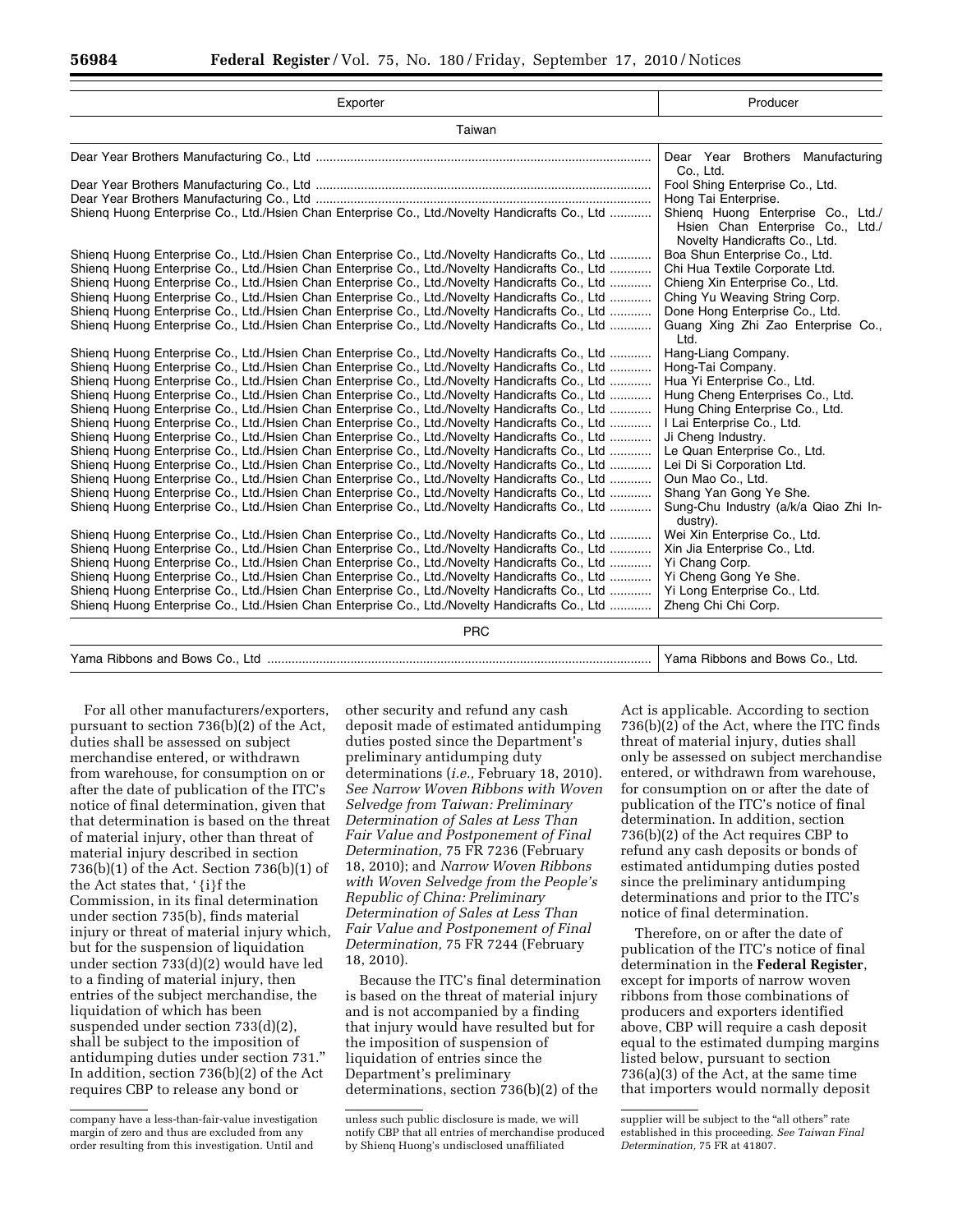| Exporter | Producer |
|---|---|
| Taiwan | |
| Dear Year Brothers Manufacturing Co., Ltd | Dear Year Brothers Manufacturing Co., Ltd. |
| Dear Year Brothers Manufacturing Co., Ltd | Fool Shing Enterprise Co., Ltd. |
| Dear Year Brothers Manufacturing Co., Ltd | Hong Tai Enterprise. |
| Shienq Huong Enterprise Co., Ltd./Hsien Chan Enterprise Co., Ltd./Novelty Handicrafts Co., Ltd | Shienq Huong Enterprise Co., Ltd./ Hsien Chan Enterprise Co., Ltd./ Novelty Handicrafts Co., Ltd. |
| Shienq Huong Enterprise Co., Ltd./Hsien Chan Enterprise Co., Ltd./Novelty Handicrafts Co., Ltd | Boa Shun Enterprise Co., Ltd. |
| Shienq Huong Enterprise Co., Ltd./Hsien Chan Enterprise Co., Ltd./Novelty Handicrafts Co., Ltd | Chi Hua Textile Corporate Ltd. |
| Shienq Huong Enterprise Co., Ltd./Hsien Chan Enterprise Co., Ltd./Novelty Handicrafts Co., Ltd | Chieng Xin Enterprise Co., Ltd. |
| Shienq Huong Enterprise Co., Ltd./Hsien Chan Enterprise Co., Ltd./Novelty Handicrafts Co., Ltd | Ching Yu Weaving String Corp. |
| Shienq Huong Enterprise Co., Ltd./Hsien Chan Enterprise Co., Ltd./Novelty Handicrafts Co., Ltd | Done Hong Enterprise Co., Ltd. |
| Shienq Huong Enterprise Co., Ltd./Hsien Chan Enterprise Co., Ltd./Novelty Handicrafts Co., Ltd | Guang Xing Zhi Zao Enterprise Co., Ltd. |
| Shienq Huong Enterprise Co., Ltd./Hsien Chan Enterprise Co., Ltd./Novelty Handicrafts Co., Ltd | Hang-Liang Company. |
| Shienq Huong Enterprise Co., Ltd./Hsien Chan Enterprise Co., Ltd./Novelty Handicrafts Co., Ltd | Hong-Tai Company. |
| Shienq Huong Enterprise Co., Ltd./Hsien Chan Enterprise Co., Ltd./Novelty Handicrafts Co., Ltd | Hua Yi Enterprise Co., Ltd. |
| Shienq Huong Enterprise Co., Ltd./Hsien Chan Enterprise Co., Ltd./Novelty Handicrafts Co., Ltd | Hung Cheng Enterprises Co., Ltd. |
| Shienq Huong Enterprise Co., Ltd./Hsien Chan Enterprise Co., Ltd./Novelty Handicrafts Co., Ltd | Hung Ching Enterprise Co., Ltd. |
| Shienq Huong Enterprise Co., Ltd./Hsien Chan Enterprise Co., Ltd./Novelty Handicrafts Co., Ltd | I Lai Enterprise Co., Ltd. |
| Shienq Huong Enterprise Co., Ltd./Hsien Chan Enterprise Co., Ltd./Novelty Handicrafts Co., Ltd | Ji Cheng Industry. |
| Shienq Huong Enterprise Co., Ltd./Hsien Chan Enterprise Co., Ltd./Novelty Handicrafts Co., Ltd | Le Quan Enterprise Co., Ltd. |
| Shienq Huong Enterprise Co., Ltd./Hsien Chan Enterprise Co., Ltd./Novelty Handicrafts Co., Ltd | Lei Di Si Corporation Ltd. |
| Shienq Huong Enterprise Co., Ltd./Hsien Chan Enterprise Co., Ltd./Novelty Handicrafts Co., Ltd | Oun Mao Co., Ltd. |
| Shienq Huong Enterprise Co., Ltd./Hsien Chan Enterprise Co., Ltd./Novelty Handicrafts Co., Ltd | Shang Yan Gong Ye She. |
| Shienq Huong Enterprise Co., Ltd./Hsien Chan Enterprise Co., Ltd./Novelty Handicrafts Co., Ltd | Sung-Chu Industry (a/k/a Qiao Zhi Industry). |
| Shienq Huong Enterprise Co., Ltd./Hsien Chan Enterprise Co., Ltd./Novelty Handicrafts Co., Ltd | Wei Xin Enterprise Co., Ltd. |
| Shienq Huong Enterprise Co., Ltd./Hsien Chan Enterprise Co., Ltd./Novelty Handicrafts Co., Ltd | Xin Jia Enterprise Co., Ltd. |
| Shienq Huong Enterprise Co., Ltd./Hsien Chan Enterprise Co., Ltd./Novelty Handicrafts Co., Ltd | Yi Chang Corp. |
| Shienq Huong Enterprise Co., Ltd./Hsien Chan Enterprise Co., Ltd./Novelty Handicrafts Co., Ltd | Yi Cheng Gong Ye She. |
| Shienq Huong Enterprise Co., Ltd./Hsien Chan Enterprise Co., Ltd./Novelty Handicrafts Co., Ltd | Yi Long Enterprise Co., Ltd. |
| Shienq Huong Enterprise Co., Ltd./Hsien Chan Enterprise Co., Ltd./Novelty Handicrafts Co., Ltd | Zheng Chi Chi Corp. |
| PRC | |
| Yama Ribbons and Bows Co., Ltd | Yama Ribbons and Bows Co., Ltd. |

For all other manufacturers/exporters, pursuant to section 736(b)(2) of the Act, duties shall be assessed on subject merchandise entered, or withdrawn from warehouse, for consumption on or after the date of publication of the ITC's notice of final determination, given that that determination is based on the threat of material injury, other than threat of material injury described in section 736(b)(1) of the Act. Section 736(b)(1) of the Act states that, '{i}f the Commission, in its final determination under section 735(b), finds material injury or threat of material injury which, but for the suspension of liquidation under section 733(d)(2) would have led to a finding of material injury, then entries of the subject merchandise, the liquidation of which has been suspended under section 733(d)(2), shall be subject to the imposition of antidumping duties under section 731." In addition, section 736(b)(2) of the Act requires CBP to release any bond or other security and refund any cash deposit made of estimated antidumping duties posted since the Department's preliminary antidumping duty determinations (*i.e.,* February 18, 2010). *See Narrow Woven Ribbons with Woven Selvedge from Taiwan: Preliminary Determination of Sales at Less Than Fair Value and Postponement of Final Determination,* 75 FR 7236 (February 18, 2010); and *Narrow Woven Ribbons with Woven Selvedge from the People's Republic of China: Preliminary Determination of Sales at Less Than Fair Value and Postponement of Final Determination,* 75 FR 7244 (February 18, 2010).

Because the ITC's final determination is based on the threat of material injury and is not accompanied by a finding that injury would have resulted but for the imposition of suspension of liquidation of entries since the Department's preliminary determinations, section 736(b)(2) of the Act is applicable. According to section 736(b)(2) of the Act, where the ITC finds threat of material injury, duties shall only be assessed on subject merchandise entered, or withdrawn from warehouse, for consumption on or after the date of publication of the ITC's notice of final determination. In addition, section 736(b)(2) of the Act requires CBP to refund any cash deposits or bonds of estimated antidumping duties posted since the preliminary antidumping determinations and prior to the ITC's notice of final determination.

Therefore, on or after the date of publication of the ITC's notice of final determination in the **Federal Register**, except for imports of narrow woven ribbons from those combinations of producers and exporters identified above, CBP will require a cash deposit equal to the estimated dumping margins listed below, pursuant to section 736(a)(3) of the Act, at the same time that importers would normally deposit

---

company have a less-than-fair-value investigation margin of zero and thus are excluded from any order resulting from this investigation. Until and unless such public disclosure is made, we will notify CBP that all entries of merchandise produced by Shienq Huong's undisclosed unaffiliated supplier will be subject to the "all others" rate established in this proceeding. *See Taiwan Final Determination,* 75 FR at 41807.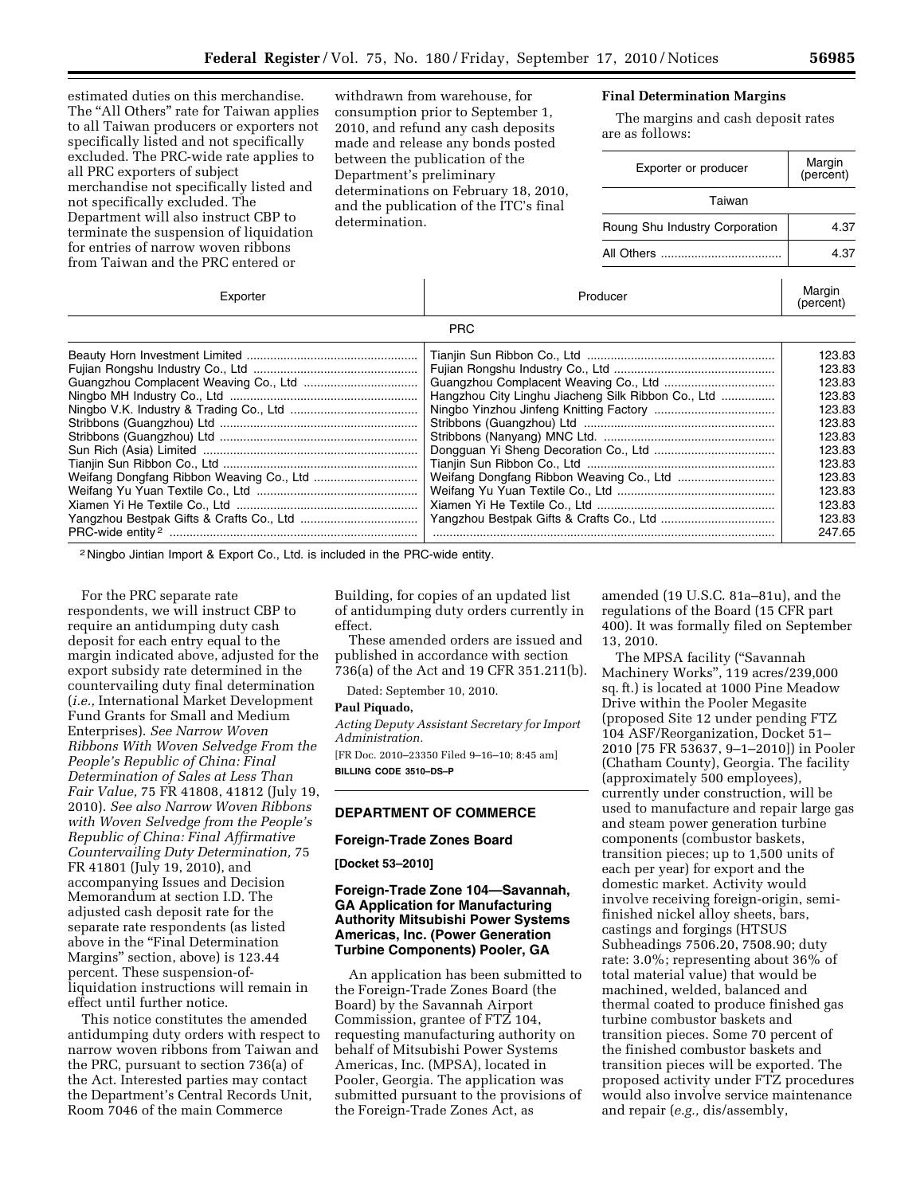estimated duties on this merchandise. The "All Others" rate for Taiwan applies to all Taiwan producers or exporters not specifically listed and not specifically excluded. The PRC-wide rate applies to all PRC exporters of subject merchandise not specifically listed and not specifically excluded. The Department will also instruct CBP to terminate the suspension of liquidation for entries of narrow woven ribbons from Taiwan and the PRC entered or withdrawn from warehouse, for consumption prior to September 1, 2010, and refund any cash deposits made and release any bonds posted between the publication of the Department's preliminary determinations on February 18, 2010, and the publication of the ITC's final determination.

**Final Determination Margins**

The margins and cash deposit rates are as follows:

| Exporter or producer | Margin (percent) |
|---|---|
| Taiwan | |
| Roung Shu Industry Corporation | 4.37 |
| All Others | 4.37 |

| Exporter | Producer | Margin (percent) |
|---|---|---|
| PRC | | |
| Beauty Horn Investment Limited | Tianjin Sun Ribbon Co., Ltd | 123.83 |
| Fujian Rongshu Industry Co., Ltd | Fujian Rongshu Industry Co., Ltd | 123.83 |
| Guangzhou Complacent Weaving Co., Ltd | Guangzhou Complacent Weaving Co., Ltd | 123.83 |
| Ningbo MH Industry Co., Ltd | Hangzhou City Linghu Jiacheng Silk Ribbon Co., Ltd | 123.83 |
| Ningbo V.K. Industry & Trading Co., Ltd | Ningbo Yinzhou Jinfeng Knitting Factory | 123.83 |
| Stribbons (Guangzhou) Ltd | Stribbons (Guangzhou) Ltd | 123.83 |
| Stribbons (Guangzhou) Ltd | Stribbons (Nanyang) MNC Ltd. | 123.83 |
| Sun Rich (Asia) Limited | Dongguan Yi Sheng Decoration Co., Ltd | 123.83 |
| Tianjin Sun Ribbon Co., Ltd | Tianjin Sun Ribbon Co., Ltd | 123.83 |
| Weifang Dongfang Ribbon Weaving Co., Ltd | Weifang Dongfang Ribbon Weaving Co., Ltd | 123.83 |
| Weifang Yu Yuan Textile Co., Ltd | Weifang Yu Yuan Textile Co., Ltd | 123.83 |
| Xiamen Yi He Textile Co., Ltd | Xiamen Yi He Textile Co., Ltd | 123.83 |
| Yangzhou Bestpak Gifts & Crafts Co., Ltd | Yangzhou Bestpak Gifts & Crafts Co., Ltd | 123.83 |
| PRC-wide entity [2] | | 247.65 |

[2] Ningbo Jintian Import & Export Co., Ltd. is included in the PRC-wide entity.

For the PRC separate rate respondents, we will instruct CBP to require an antidumping duty cash deposit for each entry equal to the margin indicated above, adjusted for the export subsidy rate determined in the countervailing duty final determination (*i.e.,* International Market Development Fund Grants for Small and Medium Enterprises). *See Narrow Woven Ribbons With Woven Selvedge From the People's Republic of China: Final Determination of Sales at Less Than Fair Value,* 75 FR 41808, 41812 (July 19, 2010). *See also Narrow Woven Ribbons with Woven Selvedge from the People's Republic of China: Final Affirmative Countervailing Duty Determination,* 75 FR 41801 (July 19, 2010), and accompanying Issues and Decision Memorandum at section I.D. The adjusted cash deposit rate for the separate rate respondents (as listed above in the "Final Determination Margins" section, above) is 123.44 percent. These suspension-of-liquidation instructions will remain in effect until further notice.

This notice constitutes the amended antidumping duty orders with respect to narrow woven ribbons from Taiwan and the PRC, pursuant to section 736(a) of the Act. Interested parties may contact the Department's Central Records Unit, Room 7046 of the main Commerce Building, for copies of an updated list of antidumping duty orders currently in effect.

These amended orders are issued and published in accordance with section 736(a) of the Act and 19 CFR 351.211(b).

Dated: September 10, 2010.

**Paul Piquado,**

*Acting Deputy Assistant Secretary for Import Administration.*

[FR Doc. 2010–23350 Filed 9–16–10; 8:45 am]

**BILLING CODE 3510–DS–P**

## DEPARTMENT OF COMMERCE

### Foreign-Trade Zones Board

**[Docket 53–2010]**

### Foreign-Trade Zone 104—Savannah, GA Application for Manufacturing Authority Mitsubishi Power Systems Americas, Inc. (Power Generation Turbine Components) Pooler, GA

An application has been submitted to the Foreign-Trade Zones Board (the Board) by the Savannah Airport Commission, grantee of FTZ 104, requesting manufacturing authority on behalf of Mitsubishi Power Systems Americas, Inc. (MPSA), located in Pooler, Georgia. The application was submitted pursuant to the provisions of the Foreign-Trade Zones Act, as amended (19 U.S.C. 81a–81u), and the regulations of the Board (15 CFR part 400). It was formally filed on September 13, 2010.

The MPSA facility ("Savannah Machinery Works", 119 acres/239,000 sq. ft.) is located at 1000 Pine Meadow Drive within the Pooler Megasite (proposed Site 12 under pending FTZ 104 ASF/Reorganization, Docket 51–2010 [75 FR 53637, 9–1–2010]) in Pooler (Chatham County), Georgia. The facility (approximately 500 employees), currently under construction, will be used to manufacture and repair large gas and steam power generation turbine components (combustor baskets, transition pieces; up to 1,500 units of each per year) for export and the domestic market. Activity would involve receiving foreign-origin, semi-finished nickel alloy sheets, bars, castings and forgings (HTSUS Subheadings 7506.20, 7508.90; duty rate: 3.0%; representing about 36% of total material value) that would be machined, welded, balanced and thermal coated to produce finished gas turbine combustor baskets and transition pieces. Some 70 percent of the finished combustor baskets and transition pieces will be exported. The proposed activity under FTZ procedures would also involve service maintenance and repair (*e.g.,* dis/assembly,